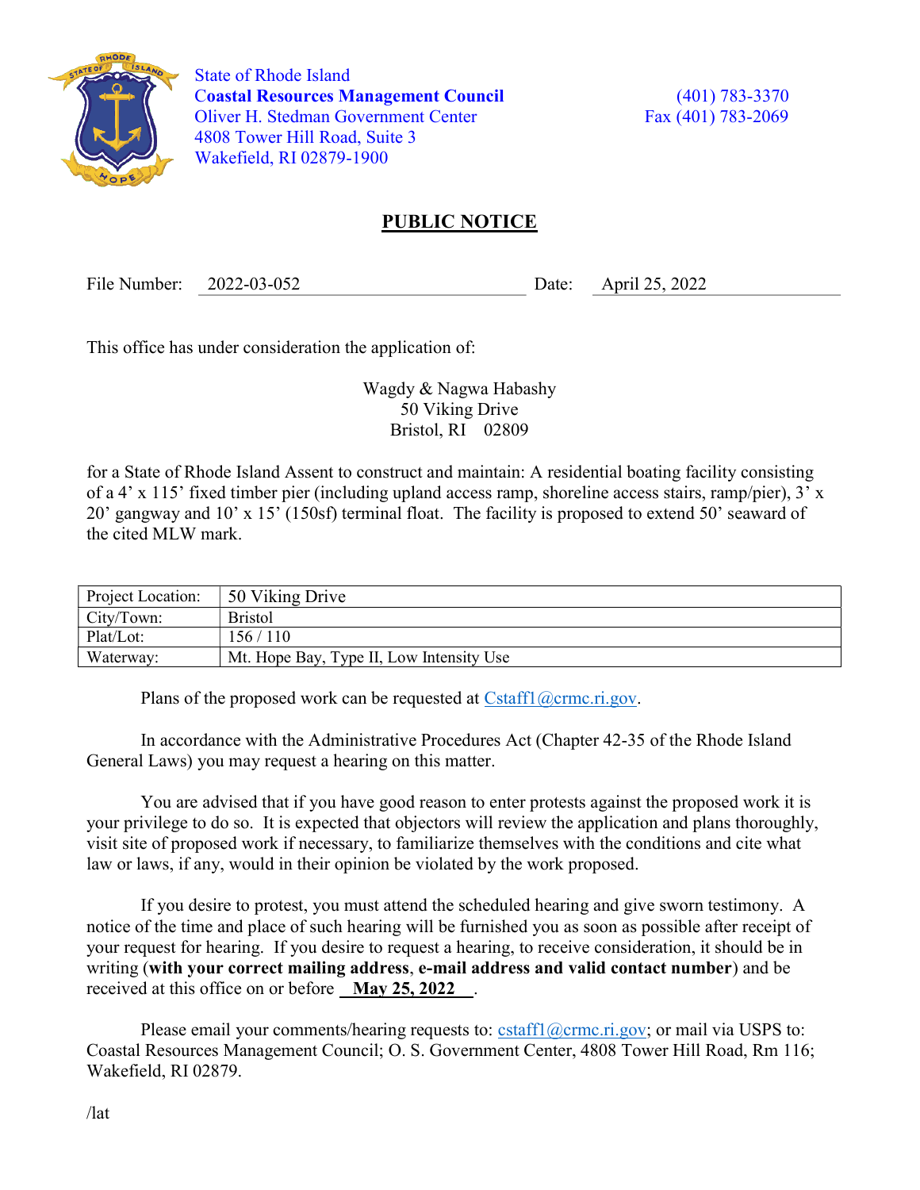State of Rhode Island
**Coastal Resources Management Council**
Oliver H. Stedman Government Center
4808 Tower Hill Road, Suite 3
Wakefield, RI 02879-1900

(401) 783-3370
Fax (401) 783-2069

# PUBLIC NOTICE

File Number: 2022-03-052 Date: April 25, 2022

This office has under consideration the application of:

Wagdy & Nagwa Habashy
50 Viking Drive
Bristol, RI 02809

for a State of Rhode Island Assent to construct and maintain: A residential boating facility consisting of a 4' x 115' fixed timber pier (including upland access ramp, shoreline access stairs, ramp/pier), 3' x 20' gangway and 10' x 15' (150sf) terminal float. The facility is proposed to extend 50' seaward of the cited MLW mark.

| Project Location: | 50 Viking Drive |
|---|---|
| City/Town: | Bristol |
| Plat/Lot: | 156 / 110 |
| Waterway: | Mt. Hope Bay, Type II, Low Intensity Use |

Plans of the proposed work can be requested at Cstaff1@crmc.ri.gov.

In accordance with the Administrative Procedures Act (Chapter 42-35 of the Rhode Island General Laws) you may request a hearing on this matter.

You are advised that if you have good reason to enter protests against the proposed work it is your privilege to do so. It is expected that objectors will review the application and plans thoroughly, visit site of proposed work if necessary, to familiarize themselves with the conditions and cite what law or laws, if any, would in their opinion be violated by the work proposed.

If you desire to protest, you must attend the scheduled hearing and give sworn testimony. A notice of the time and place of such hearing will be furnished you as soon as possible after receipt of your request for hearing. If you desire to request a hearing, to receive consideration, it should be in writing (**with your correct mailing address**, **e-mail address and valid contact number**) and be received at this office on or before **May 25, 2022**.

Please email your comments/hearing requests to: cstaff1@crmc.ri.gov; or mail via USPS to: Coastal Resources Management Council; O. S. Government Center, 4808 Tower Hill Road, Rm 116; Wakefield, RI 02879.

/lat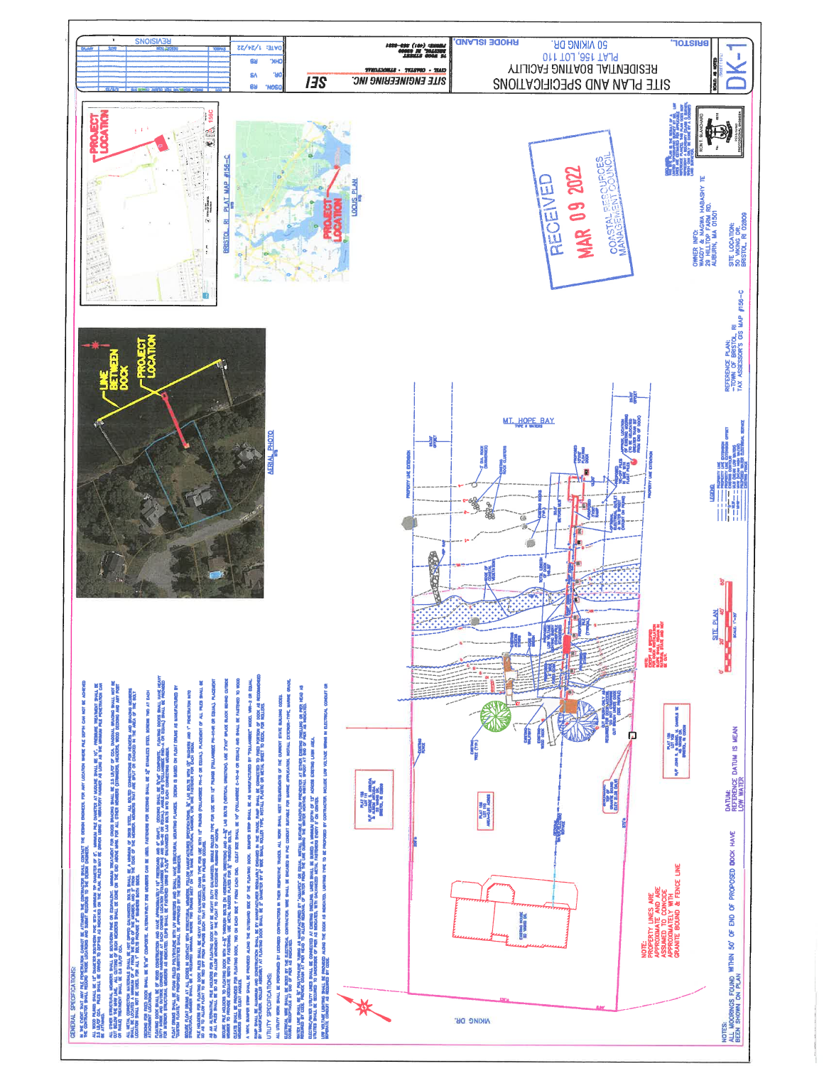# SITE PLAN AND SPECIFICATIONS

## RESIDENTIAL BOATING FACILITY

PLAT 156, LOT 110

50 VIKING DR.

BRISTOL, RHODE ISLAND

SITE ENGINEERING INC.

SEI

DK-1

DATE: 1/24/22

RECEIVED

MAR 09 2022

COASTAL RESOURCES MANAGEMENT COUNCIL

OWNER INFO:
WAGDY & NAGWA HABASHY TE
29 HILLTOP FARM RD.
AUBURN, MA 01501

SITE LOCATION:
50 VIKING DR.
BRISTOL, RI 02809

REFERENCE PLAN:
- TOWN OF BRISTOL, RI
TAX ASSESSOR'S GIS MAP #156-C

BRISTOL, RI PLAT MAP #156-C

PROJECT LOCATION

LOCUS PLAN

LINE BETWEEN DOCK

AERIAL PHOTO

MT. HOPE BAY
TYPE II WATERS

SITE PLAN
SCALE: 1"=40'

VIKING DR.

EXISTING HOUSE

NOTE:
PROPERTY LINES ARE APPROXIMATE AND ARE ASSUMED TO COINCIDE APPROXIMATELY WITH GRANITE BOUND & FENCE LINE

DATUM:
REFERENCE DATUM IS MEAN LOW WATER

NOTES:
ALL MOORINGS FOUND WITHIN 50' OF END OF PROPOSED DOCK HAVE BEEN SHOWN ON PLAN

LEGEND

## GENERAL SPECIFICATIONS:

## UTILITY SPECIFICATIONS: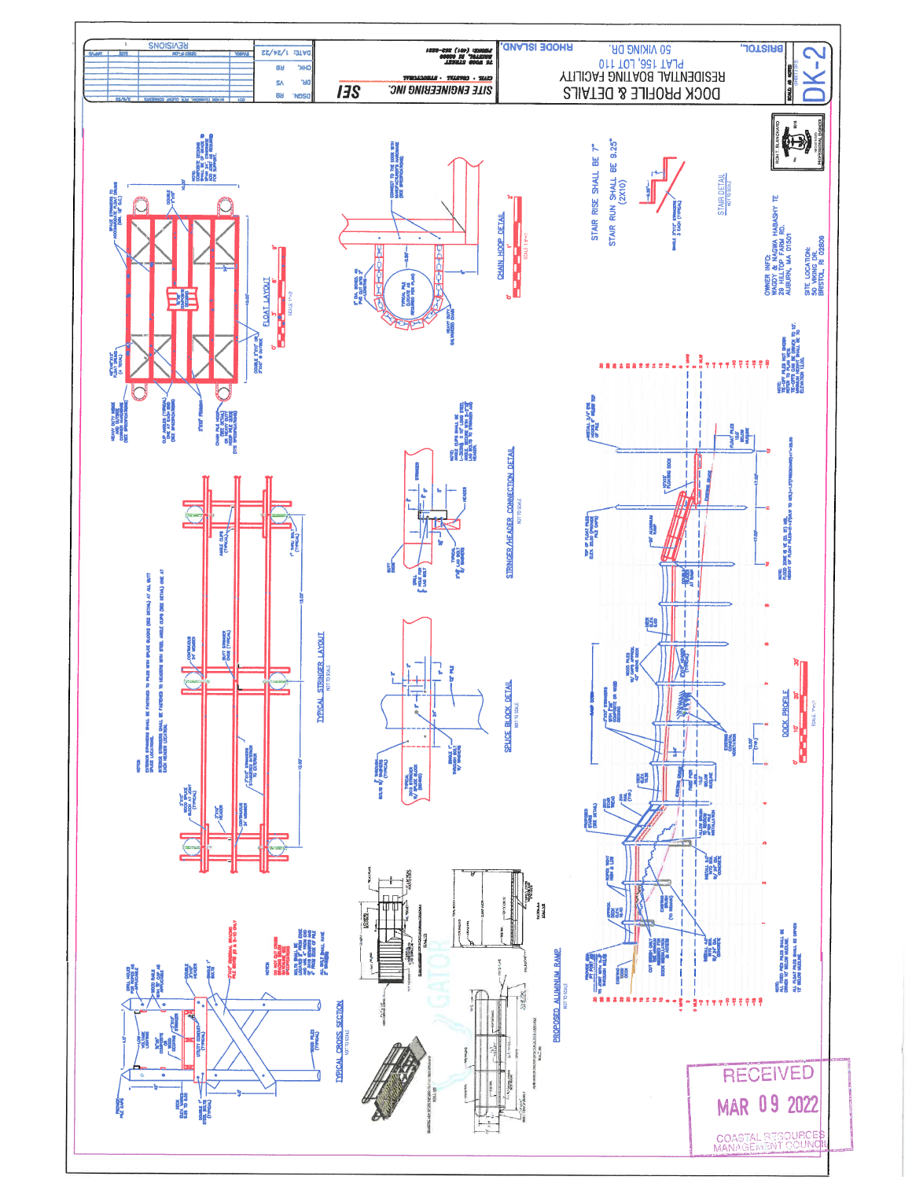# DOCK PROFILE & DETAILS

RESIDENTIAL BOATING FACILITY
PLAT 156, LOT 110
50 VIKING DR.
BRISTOL, RHODE ISLAND

SITE ENGINEERING INC.
CIVIL • COASTAL • STRUCTURAL

SEI

| DSGN. | RB | DATE: 1/24/22 |
|---|---|---|
| DR. | VS | |
| CHK. | RB | |

SCALE: AS NOTED

DK-2

STAIR RISE SHALL BE 7"
STAIR RUN SHALL BE 9.25" (2X10)

STAIR DETAIL
NOT TO SCALE

OWNER INFO:
WAGDY & NAGWA HABASHY TE
29 HILLTOP FARM RD.
AUBURN, MA 01501

SITE LOCATION:
50 VIKING DR.
BRISTOL, RI 02809

FLOAT LAYOUT
SCALE 1"=3'

CHAIN HOOP DETAIL
SCALE 1"=1'

TYPICAL STRINGER LAYOUT
NOT TO SCALE

STRINGER/HEADER CONNECTION DETAIL
NOT TO SCALE

SPLICE BLOCK DETAIL
NOT TO SCALE

DOCK PROFILE
SCALE 1"=10'

TYPICAL CROSS SECTION
NOT TO SCALE

PROPOSED ALUMINUM RAMP
NOT TO SCALE

RECEIVED
MAR 09 2022
COASTAL RESOURCES MANAGEMENT COUNCIL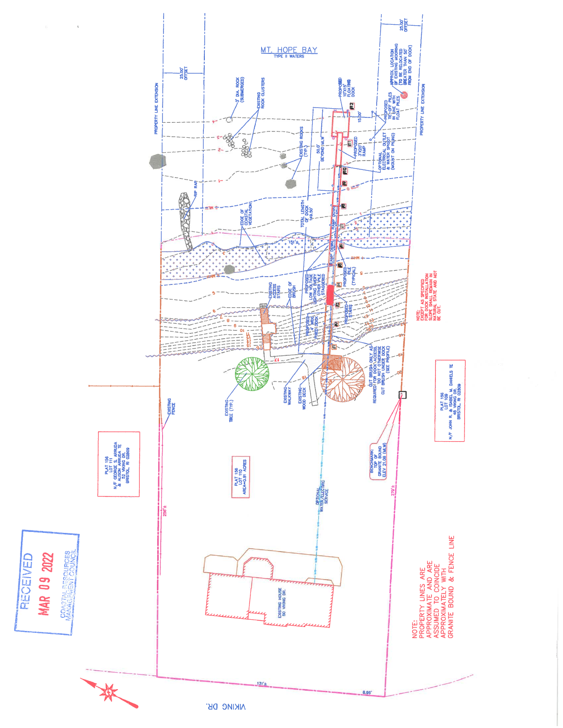MT. HOPE BAY

TYPE II WATERS

25.00' OFFSET

25.00' OFFSET

PROPERTY LINE EXTENSION

PROPERTY LINE EXTENSION

3' DIA. ROCK (SUBMERGED)

EXISTING ROCK CLUSTERS

EXISTING ROCKS (TYP.)

PROPOSED 10'X15' FLOATING DOCK

APPROX. LOCATION OF EXISTING MOORING (TO BE RELOCATED GREATER THAN 50' FROM END OF DOCK)

PROPOSED TIE-OFF PILES IN LINE WITH FLOAT PILES

15.00'

PROPOSED 3'X20' RAMP

50.0' BEYOND MLW

OPTIONAL ELECTRICAL OUTLET & WATER SPIGOT (MOUNT ON PILING)

TOTAL LENGTH OF DOCK 149.50'

RIP RAP

EDGE OF COASTAL VEGETATION

151'±

RAMP DOWN

RAMP DOWN

PROPOSED PILE (TYPICAL)

EXISTING ACCESS STAIRS

EDGE OF BRUSH

PROPOSED LOW VOLTAGE LIGHTING EVERY OTHER PILE STAGGERED

PROPOSED 4' WIDE FIXED DOCK

PROPOSED STAIRS

NOTE: EXCEPT AS SPECIFIED FOR DOCK INSTALLATION SLOPE SHALL REMAIN IN NATURAL STATE AND NOT BE CUT.

CUT BRUSH ONLY AS REQUIRED FOR DOCK ACCESS. DO NOT OTHERWISE CUT BRUSH UNDER DOCK (SEE PROFILE)

EXISTING FENCE

EXISTING TREE (TYP.)

EXISTING WALKWAY

EXISTING WOOD DECK

BENCHMARK: TOP OF GRANITE BOUND ELEV. 21.08 (MLW)

PLAT 156 LOT 109 N/F JOHN R. & ISABEL M. DANIELS TE 48 VIKING DR. BRISTOL, RI 02809

PLAT 156 LOT 111 N/F GEORGE S. ARRUDA & ALISON ARRUDA TE 52 VIKING DR. BRISTOL, RI 02809

PLAT 156 LOT 110 AREA=0.91 ACRES

OPTIONAL WATER/ELECTRIC SERVICE

256'±

279'±

EXISTING HOUSE 50 VIKING DR.

RECEIVED MAR 09 2022 COASTAL RESOURCES MANAGEMENT COUNCIL

NOTE: PROPERTY LINES ARE APPROXIMATE AND ARE ASSUMED TO COINCIDE APPROXIMATELY WITH GRANITE BOUND & FENCE LINE

131'±

8.96'

VIKING DR.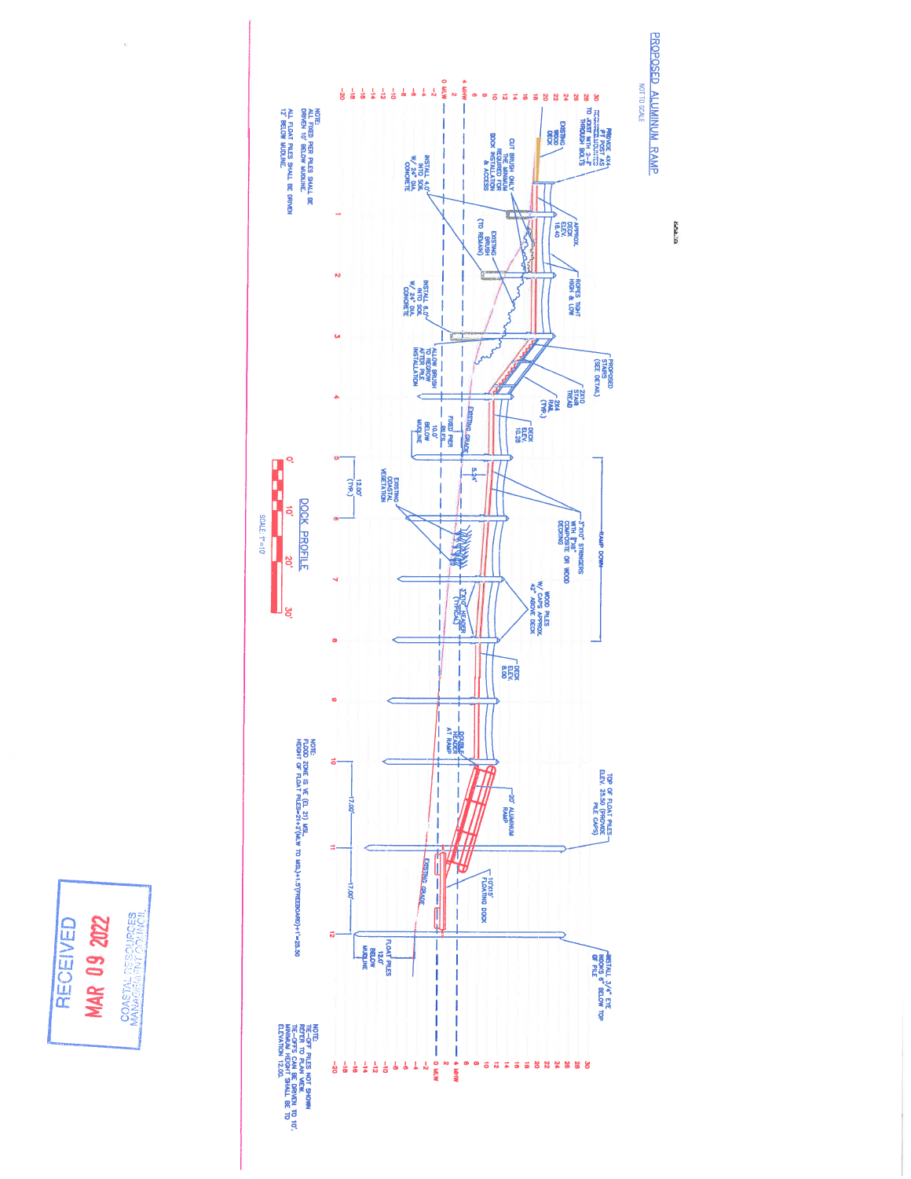## PROPOSED ALUMINUM RAMP

NOT TO SCALE

## DOCK PROFILE

SCALE: 1"=10'

0' 10' 20' 30'

PROVIDE 4X4 PT POST AS REQUIRED. ATTACH TO JOIST WITH 2-½" THROUGH BOLTS

EXISTING WOOD DECK

CUT BRUSH ONLY THE MINIMUM REQUIRED FOR DOCK INSTALLATION & ACCESS

INSTALL 4.0' INTO SOIL W/ 24" DIA. CONCRETE

APPROX. DECK ELEV. 18.40

EXISTING BRUSH (TO REMAIN)

ROPES TIGHT HIGH & LOW

INSTALL 6.0' INTO SOIL W/ 24" DIA. CONCRETE

PROPOSED STAIRS (SEE DETAIL)

2X10 STAIR TREAD

2X4 RAIL (TYP.)

ALLOW BRUSH TO REGROW AFTER PILE INSTALLATION

DECK ELEV. 10.28

EXISTING GRADE

FIXED PIER PILES 10.0' BELOW MUDLINE

5.24'

12.00' (TYP.)

EXISTING COASTAL VEGETATION

RAMP DOWN

3"X10" STRINGERS WITH 2"X6" COMPOSITE OR WOOD DECKING

WOOD PILES W/ CAPS APPROX. 42" ABOVE DECK

2"X10" HEADER (TYPICAL)

DECK ELEV. 8.00

DOUBLE HEADER AT RAMP

TOP OF FLOAT PILES ELEV. 25.50 (PROVIDE PILE CAPS)

20' ALUMINUM RAMP

17.00'

17.00'

EXISTING GRADE

10'X15' FLOATING DOCK

INSTALL 3/4" EYE HOOKS 6" BELOW TOP OF PILE

FLOAT PILES 12.0' BELOW MUDLINE

4 MHW

0 MLW

30 28 26 24 22 20 18 16 14 12 10 8 6 4 2 0 -2 -4 -6 -8 -10 -12 -14 -16 -18 -20

1 2 3 4 5 6 7 8 9 10 11 12

NOTE:
ALL FIXED PIER PILES SHALL BE DRIVEN 10' BELOW MUDLINE.
ALL FLOAT PILES SHALL BE DRIVEN 12' BELOW MUDLINE.

NOTE:
FLOOD ZONE IS VE (EL. 21) MSL.
HEIGHT OF FLOAT PILES=21+2(MLW TO MSL)+1.5'(FREEBOARD)+1'=25.50

NOTE:
TIE-OFF PILES NOT SHOWN. REFER TO PLAN VIEW.
TIE-OFFS CAN BE DRIVEN TO 10'.
MINIMUM HEIGHT SHALL BE TO ELEVATION 12.00.

RECEIVED
MAR 09 2022
COASTAL RESOURCES MANAGEMENT COUNCIL